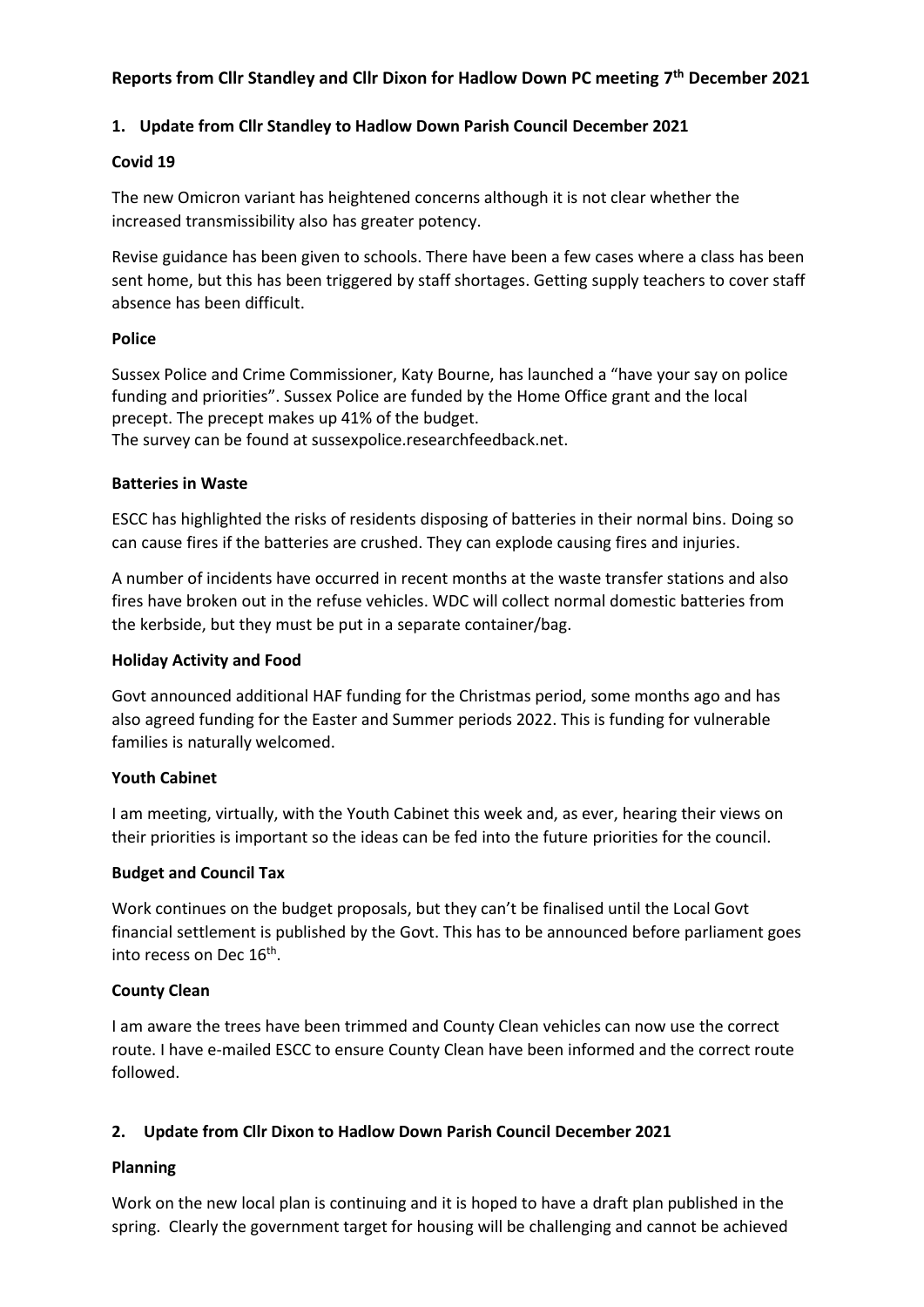# Reports from Cllr Standley and Cllr Dixon for Hadlow Down PC meeting 7th December 2021

## 1. Update from Cllr Standley to Hadlow Down Parish Council December 2021

### Covid 19

The new Omicron variant has heightened concerns although it is not clear whether the increased transmissibility also has greater potency.

Revise guidance has been given to schools. There have been a few cases where a class has been sent home, but this has been triggered by staff shortages. Getting supply teachers to cover staff absence has been difficult.

### Police

Sussex Police and Crime Commissioner, Katy Bourne, has launched a "have your say on police funding and priorities". Sussex Police are funded by the Home Office grant and the local precept. The precept makes up 41% of the budget.
The survey can be found at sussexpolice.researchfeedback.net.

### Batteries in Waste

ESCC has highlighted the risks of residents disposing of batteries in their normal bins. Doing so can cause fires if the batteries are crushed. They can explode causing fires and injuries.

A number of incidents have occurred in recent months at the waste transfer stations and also fires have broken out in the refuse vehicles. WDC will collect normal domestic batteries from the kerbside, but they must be put in a separate container/bag.

### Holiday Activity and Food

Govt announced additional HAF funding for the Christmas period, some months ago and has also agreed funding for the Easter and Summer periods 2022. This is funding for vulnerable families is naturally welcomed.

### Youth Cabinet

I am meeting, virtually, with the Youth Cabinet this week and, as ever, hearing their views on their priorities is important so the ideas can be fed into the future priorities for the council.

### Budget and Council Tax

Work continues on the budget proposals, but they can't be finalised until the Local Govt financial settlement is published by the Govt. This has to be announced before parliament goes into recess on Dec 16th.

### County Clean

I am aware the trees have been trimmed and County Clean vehicles can now use the correct route. I have e-mailed ESCC to ensure County Clean have been informed and the correct route followed.

## 2. Update from Cllr Dixon to Hadlow Down Parish Council December 2021

### Planning

Work on the new local plan is continuing and it is hoped to have a draft plan published in the spring. Clearly the government target for housing will be challenging and cannot be achieved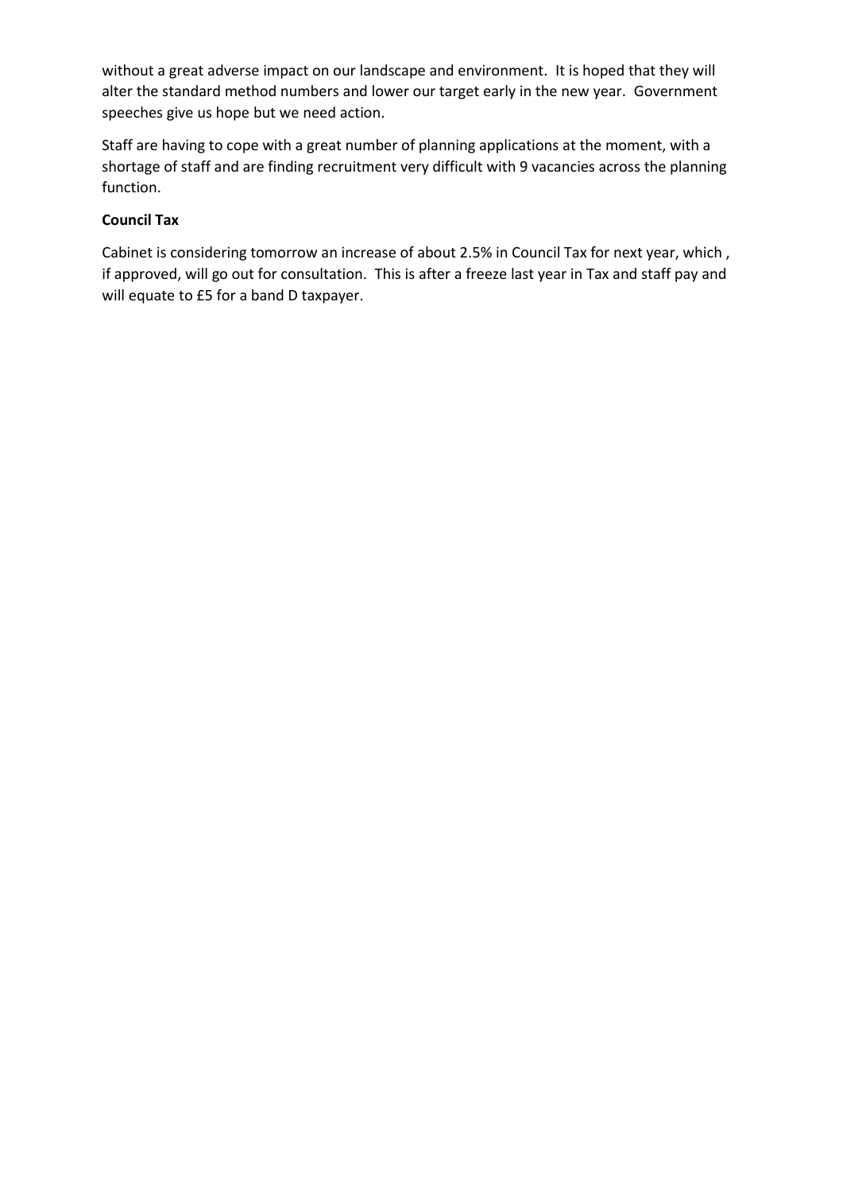without a great adverse impact on our landscape and environment. It is hoped that they will alter the standard method numbers and lower our target early in the new year. Government speeches give us hope but we need action.

Staff are having to cope with a great number of planning applications at the moment, with a shortage of staff and are finding recruitment very difficult with 9 vacancies across the planning function.

**Council Tax**

Cabinet is considering tomorrow an increase of about 2.5% in Council Tax for next year, which , if approved, will go out for consultation. This is after a freeze last year in Tax and staff pay and will equate to £5 for a band D taxpayer.